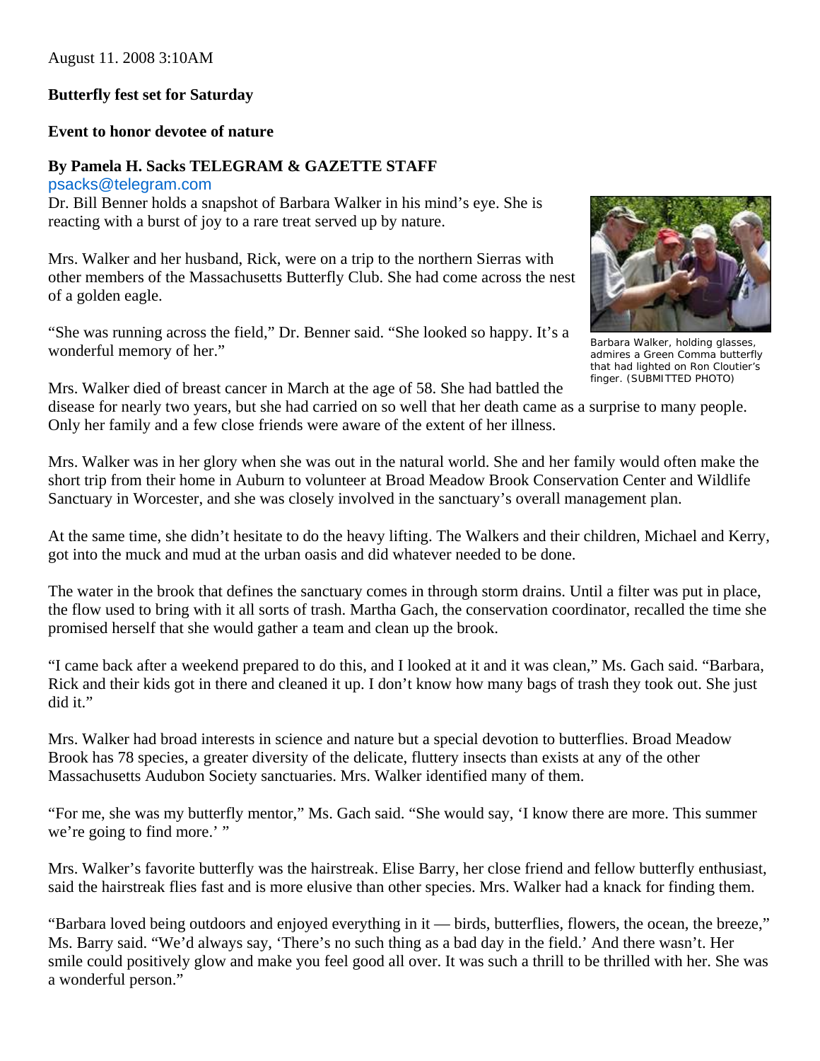August 11. 2008 3:10AM

**Butterfly fest set for Saturday**

**Event to honor devotee of nature**

**By Pamela H. Sacks TELEGRAM & GAZETTE STAFF**
psacks@telegram.com

Dr. Bill Benner holds a snapshot of Barbara Walker in his mind's eye. She is reacting with a burst of joy to a rare treat served up by nature.

Mrs. Walker and her husband, Rick, were on a trip to the northern Sierras with other members of the Massachusetts Butterfly Club. She had come across the nest of a golden eagle.

"She was running across the field," Dr. Benner said. "She looked so happy. It's a wonderful memory of her."

Barbara Walker, holding glasses, admires a Green Comma butterfly that had lighted on Ron Cloutier's finger. (SUBMITTED PHOTO)

Mrs. Walker died of breast cancer in March at the age of 58. She had battled the disease for nearly two years, but she had carried on so well that her death came as a surprise to many people. Only her family and a few close friends were aware of the extent of her illness.

Mrs. Walker was in her glory when she was out in the natural world. She and her family would often make the short trip from their home in Auburn to volunteer at Broad Meadow Brook Conservation Center and Wildlife Sanctuary in Worcester, and she was closely involved in the sanctuary's overall management plan.

At the same time, she didn't hesitate to do the heavy lifting. The Walkers and their children, Michael and Kerry, got into the muck and mud at the urban oasis and did whatever needed to be done.

The water in the brook that defines the sanctuary comes in through storm drains. Until a filter was put in place, the flow used to bring with it all sorts of trash. Martha Gach, the conservation coordinator, recalled the time she promised herself that she would gather a team and clean up the brook.

"I came back after a weekend prepared to do this, and I looked at it and it was clean," Ms. Gach said. "Barbara, Rick and their kids got in there and cleaned it up. I don't know how many bags of trash they took out. She just did it."

Mrs. Walker had broad interests in science and nature but a special devotion to butterflies. Broad Meadow Brook has 78 species, a greater diversity of the delicate, fluttery insects than exists at any of the other Massachusetts Audubon Society sanctuaries. Mrs. Walker identified many of them.

"For me, she was my butterfly mentor," Ms. Gach said. "She would say, 'I know there are more. This summer we're going to find more.' "

Mrs. Walker's favorite butterfly was the hairstreak. Elise Barry, her close friend and fellow butterfly enthusiast, said the hairstreak flies fast and is more elusive than other species. Mrs. Walker had a knack for finding them.

"Barbara loved being outdoors and enjoyed everything in it — birds, butterflies, flowers, the ocean, the breeze," Ms. Barry said. "We'd always say, 'There's no such thing as a bad day in the field.' And there wasn't. Her smile could positively glow and make you feel good all over. It was such a thrill to be thrilled with her. She was a wonderful person."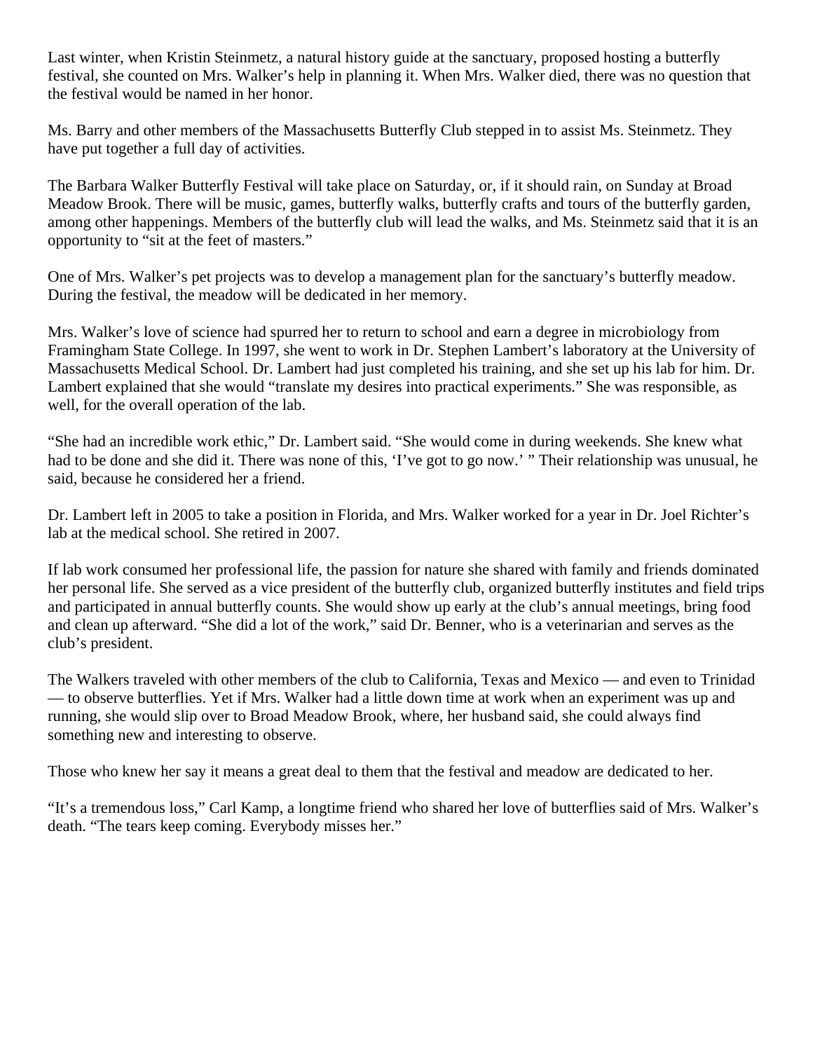Last winter, when Kristin Steinmetz, a natural history guide at the sanctuary, proposed hosting a butterfly festival, she counted on Mrs. Walker's help in planning it. When Mrs. Walker died, there was no question that the festival would be named in her honor.

Ms. Barry and other members of the Massachusetts Butterfly Club stepped in to assist Ms. Steinmetz. They have put together a full day of activities.

The Barbara Walker Butterfly Festival will take place on Saturday, or, if it should rain, on Sunday at Broad Meadow Brook. There will be music, games, butterfly walks, butterfly crafts and tours of the butterfly garden, among other happenings. Members of the butterfly club will lead the walks, and Ms. Steinmetz said that it is an opportunity to "sit at the feet of masters."

One of Mrs. Walker's pet projects was to develop a management plan for the sanctuary's butterfly meadow. During the festival, the meadow will be dedicated in her memory.

Mrs. Walker's love of science had spurred her to return to school and earn a degree in microbiology from Framingham State College. In 1997, she went to work in Dr. Stephen Lambert's laboratory at the University of Massachusetts Medical School. Dr. Lambert had just completed his training, and she set up his lab for him. Dr. Lambert explained that she would "translate my desires into practical experiments." She was responsible, as well, for the overall operation of the lab.

"She had an incredible work ethic," Dr. Lambert said. "She would come in during weekends. She knew what had to be done and she did it. There was none of this, 'I've got to go now.' " Their relationship was unusual, he said, because he considered her a friend.

Dr. Lambert left in 2005 to take a position in Florida, and Mrs. Walker worked for a year in Dr. Joel Richter's lab at the medical school. She retired in 2007.

If lab work consumed her professional life, the passion for nature she shared with family and friends dominated her personal life. She served as a vice president of the butterfly club, organized butterfly institutes and field trips and participated in annual butterfly counts. She would show up early at the club's annual meetings, bring food and clean up afterward. "She did a lot of the work," said Dr. Benner, who is a veterinarian and serves as the club's president.

The Walkers traveled with other members of the club to California, Texas and Mexico — and even to Trinidad — to observe butterflies. Yet if Mrs. Walker had a little down time at work when an experiment was up and running, she would slip over to Broad Meadow Brook, where, her husband said, she could always find something new and interesting to observe.

Those who knew her say it means a great deal to them that the festival and meadow are dedicated to her.

"It's a tremendous loss," Carl Kamp, a longtime friend who shared her love of butterflies said of Mrs. Walker's death. "The tears keep coming. Everybody misses her."